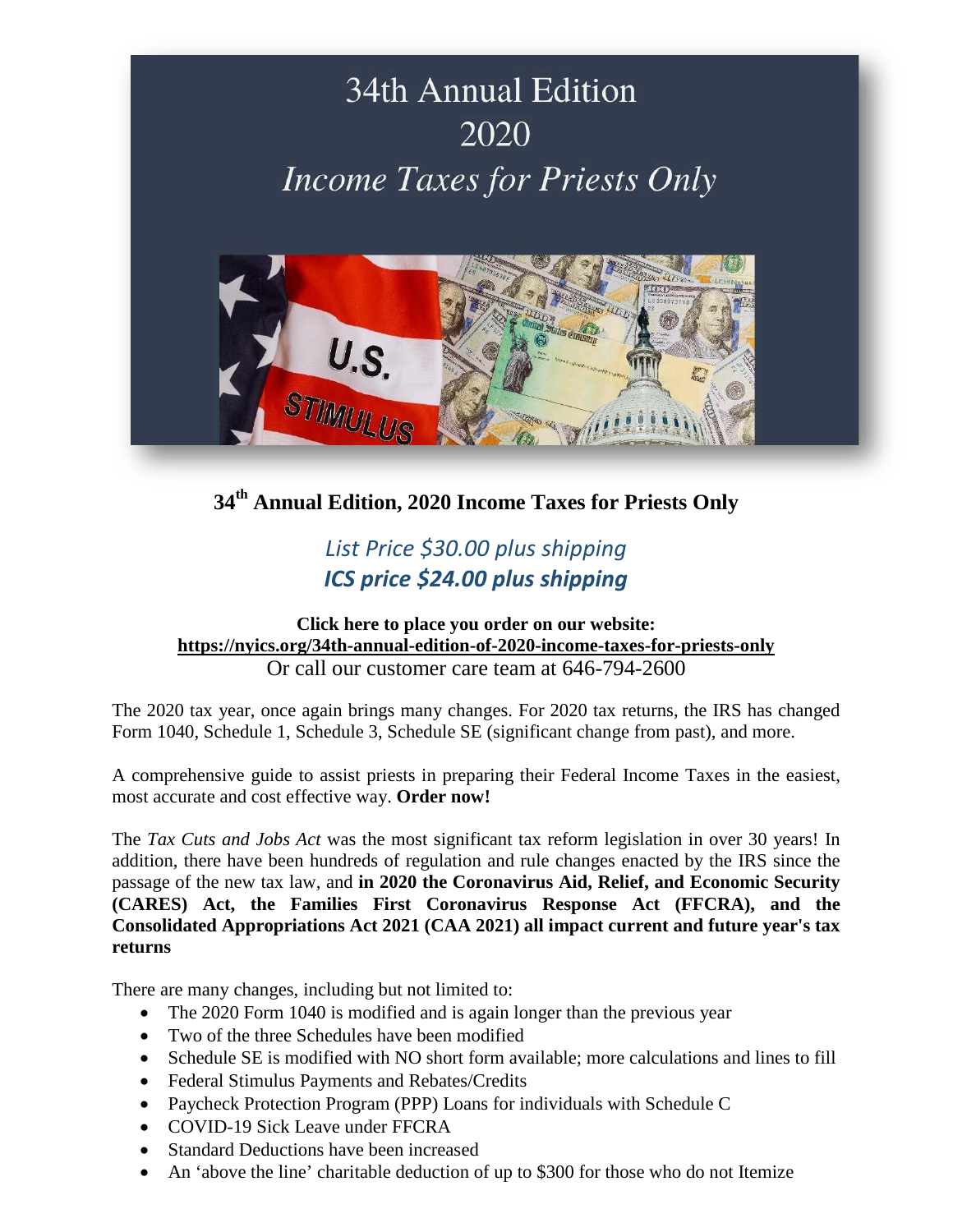# 34th Annual Edition
# 2020
# *Income Taxes for Priests Only*

## 34th Annual Edition, 2020 Income Taxes for Priests Only

*List Price $30.00 plus shipping*

***ICS price $24.00 plus shipping***

**Click here to place you order on our website:**
**https://nyics.org/34th-annual-edition-of-2020-income-taxes-for-priests-only**
Or call our customer care team at 646-794-2600

The 2020 tax year, once again brings many changes. For 2020 tax returns, the IRS has changed Form 1040, Schedule 1, Schedule 3, Schedule SE (significant change from past), and more.

A comprehensive guide to assist priests in preparing their Federal Income Taxes in the easiest, most accurate and cost effective way. **Order now!**

The *Tax Cuts and Jobs Act* was the most significant tax reform legislation in over 30 years! In addition, there have been hundreds of regulation and rule changes enacted by the IRS since the passage of the new tax law, and **in 2020 the Coronavirus Aid, Relief, and Economic Security (CARES) Act, the Families First Coronavirus Response Act (FFCRA), and the Consolidated Appropriations Act 2021 (CAA 2021) all impact current and future year's tax returns**

There are many changes, including but not limited to:

- The 2020 Form 1040 is modified and is again longer than the previous year
- Two of the three Schedules have been modified
- Schedule SE is modified with NO short form available; more calculations and lines to fill
- Federal Stimulus Payments and Rebates/Credits
- Paycheck Protection Program (PPP) Loans for individuals with Schedule C
- COVID-19 Sick Leave under FFCRA
- Standard Deductions have been increased
- An 'above the line' charitable deduction of up to $300 for those who do not Itemize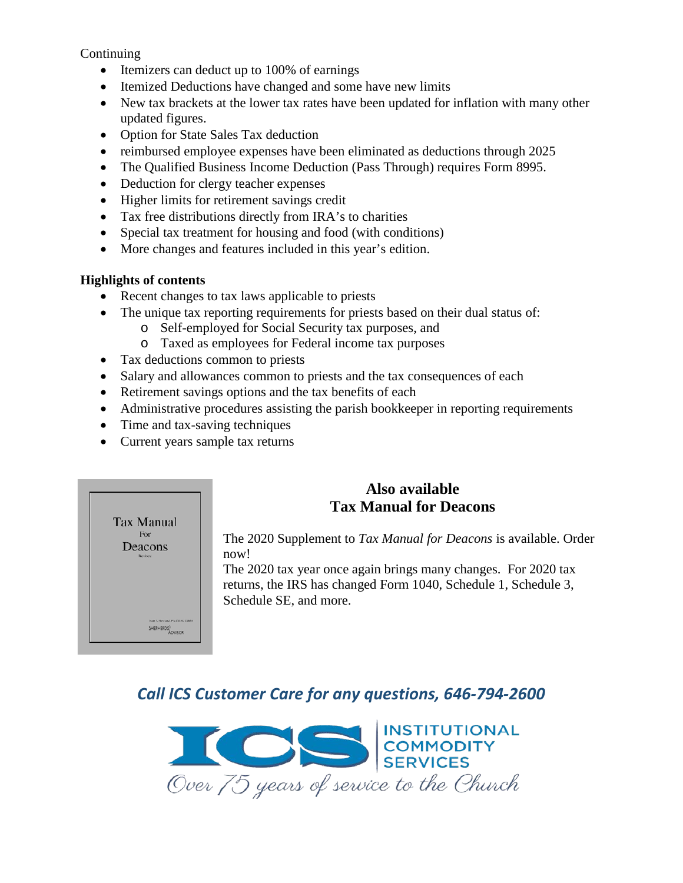Continuing

- Itemizers can deduct up to 100% of earnings
- Itemized Deductions have changed and some have new limits
- New tax brackets at the lower tax rates have been updated for inflation with many other updated figures.
- Option for State Sales Tax deduction
- reimbursed employee expenses have been eliminated as deductions through 2025
- The Qualified Business Income Deduction (Pass Through) requires Form 8995.
- Deduction for clergy teacher expenses
- Higher limits for retirement savings credit
- Tax free distributions directly from IRA's to charities
- Special tax treatment for housing and food (with conditions)
- More changes and features included in this year's edition.

**Highlights of contents**

- Recent changes to tax laws applicable to priests
- The unique tax reporting requirements for priests based on their dual status of:
  - Self-employed for Social Security tax purposes, and
  - Taxed as employees for Federal income tax purposes
- Tax deductions common to priests
- Salary and allowances common to priests and the tax consequences of each
- Retirement savings options and the tax benefits of each
- Administrative procedures assisting the parish bookkeeper in reporting requirements
- Time and tax-saving techniques
- Current years sample tax returns

Tax Manual
For
Deacons
Revised

## Also available
## Tax Manual for Deacons

The 2020 Supplement to *Tax Manual for Deacons* is available. Order now!
The 2020 tax year once again brings many changes. For 2020 tax returns, the IRS has changed Form 1040, Schedule 1, Schedule 3, Schedule SE, and more.

***Call ICS Customer Care for any questions, 646-794-2600***

ICS INSTITUTIONAL COMMODITY SERVICES
Over 75 years of service to the Church